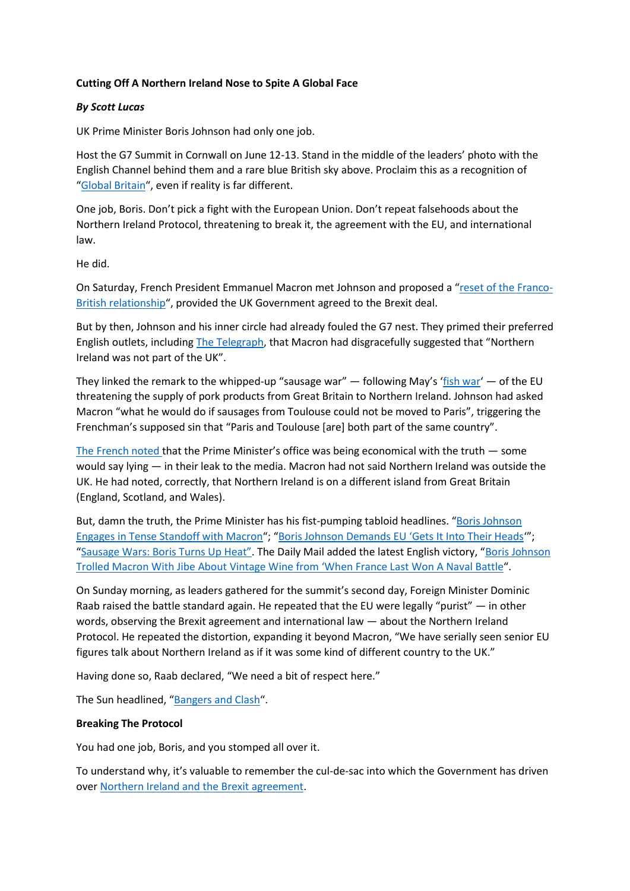**Cutting Off A Northern Ireland Nose to Spite A Global Face**

***By Scott Lucas***

UK Prime Minister Boris Johnson had only one job.

Host the G7 Summit in Cornwall on June 12-13. Stand in the middle of the leaders' photo with the English Channel behind them and a rare blue British sky above. Proclaim this as a recognition of "Global Britain", even if reality is far different.

One job, Boris. Don't pick a fight with the European Union. Don't repeat falsehoods about the Northern Ireland Protocol, threatening to break it, the agreement with the EU, and international law.

He did.

On Saturday, French President Emmanuel Macron met Johnson and proposed a "reset of the Franco-British relationship", provided the UK Government agreed to the Brexit deal.

But by then, Johnson and his inner circle had already fouled the G7 nest. They primed their preferred English outlets, including The Telegraph, that Macron had disgracefully suggested that "Northern Ireland was not part of the UK".

They linked the remark to the whipped-up "sausage war" — following May's 'fish war' — of the EU threatening the supply of pork products from Great Britain to Northern Ireland. Johnson had asked Macron "what he would do if sausages from Toulouse could not be moved to Paris", triggering the Frenchman's supposed sin that "Paris and Toulouse [are] both part of the same country".

The French noted that the Prime Minister's office was being economical with the truth — some would say lying — in their leak to the media. Macron had not said Northern Ireland was outside the UK. He had noted, correctly, that Northern Ireland is on a different island from Great Britain (England, Scotland, and Wales).

But, damn the truth, the Prime Minister has his fist-pumping tabloid headlines. "Boris Johnson Engages in Tense Standoff with Macron"; "Boris Johnson Demands EU 'Gets It Into Their Heads'"; "Sausage Wars: Boris Turns Up Heat". The Daily Mail added the latest English victory, "Boris Johnson Trolled Macron With Jibe About Vintage Wine from 'When France Last Won A Naval Battle".

On Sunday morning, as leaders gathered for the summit's second day, Foreign Minister Dominic Raab raised the battle standard again. He repeated that the EU were legally "purist" — in other words, observing the Brexit agreement and international law — about the Northern Ireland Protocol. He repeated the distortion, expanding it beyond Macron, "We have serially seen senior EU figures talk about Northern Ireland as if it was some kind of different country to the UK."

Having done so, Raab declared, "We need a bit of respect here."

The Sun headlined, "Bangers and Clash".

**Breaking The Protocol**

You had one job, Boris, and you stomped all over it.

To understand why, it's valuable to remember the cul-de-sac into which the Government has driven over Northern Ireland and the Brexit agreement.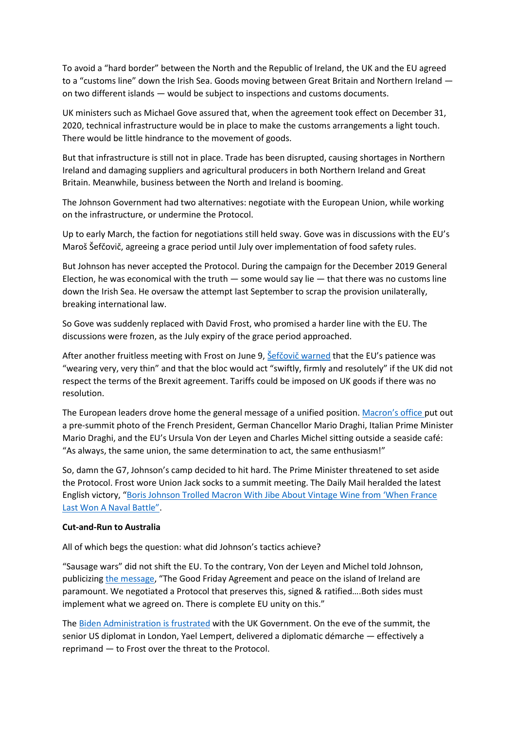To avoid a "hard border" between the North and the Republic of Ireland, the UK and the EU agreed to a "customs line" down the Irish Sea. Goods moving between Great Britain and Northern Ireland — on two different islands — would be subject to inspections and customs documents.

UK ministers such as Michael Gove assured that, when the agreement took effect on December 31, 2020, technical infrastructure would be in place to make the customs arrangements a light touch. There would be little hindrance to the movement of goods.

But that infrastructure is still not in place. Trade has been disrupted, causing shortages in Northern Ireland and damaging suppliers and agricultural producers in both Northern Ireland and Great Britain. Meanwhile, business between the North and Ireland is booming.

The Johnson Government had two alternatives: negotiate with the European Union, while working on the infrastructure, or undermine the Protocol.

Up to early March, the faction for negotiations still held sway. Gove was in discussions with the EU's Maroš Šefčovič, agreeing a grace period until July over implementation of food safety rules.

But Johnson has never accepted the Protocol. During the campaign for the December 2019 General Election, he was economical with the truth — some would say lie — that there was no customs line down the Irish Sea. He oversaw the attempt last September to scrap the provision unilaterally, breaking international law.

So Gove was suddenly replaced with David Frost, who promised a harder line with the EU. The discussions were frozen, as the July expiry of the grace period approached.

After another fruitless meeting with Frost on June 9, Šefčovič warned that the EU's patience was "wearing very, very thin" and that the bloc would act "swiftly, firmly and resolutely" if the UK did not respect the terms of the Brexit agreement. Tariffs could be imposed on UK goods if there was no resolution.

The European leaders drove home the general message of a unified position. Macron's office put out a pre-summit photo of the French President, German Chancellor Mario Draghi, Italian Prime Minister Mario Draghi, and the EU's Ursula Von der Leyen and Charles Michel sitting outside a seaside café: "As always, the same union, the same determination to act, the same enthusiasm!"

So, damn the G7, Johnson's camp decided to hit hard. The Prime Minister threatened to set aside the Protocol. Frost wore Union Jack socks to a summit meeting. The Daily Mail heralded the latest English victory, "Boris Johnson Trolled Macron With Jibe About Vintage Wine from 'When France Last Won A Naval Battle".

**Cut-and-Run to Australia**

All of which begs the question: what did Johnson's tactics achieve?

"Sausage wars" did not shift the EU. To the contrary, Von der Leyen and Michel told Johnson, publicizing the message, "The Good Friday Agreement and peace on the island of Ireland are paramount. We negotiated a Protocol that preserves this, signed & ratified….Both sides must implement what we agreed on. There is complete EU unity on this."

The Biden Administration is frustrated with the UK Government. On the eve of the summit, the senior US diplomat in London, Yael Lempert, delivered a diplomatic démarche — effectively a reprimand — to Frost over the threat to the Protocol.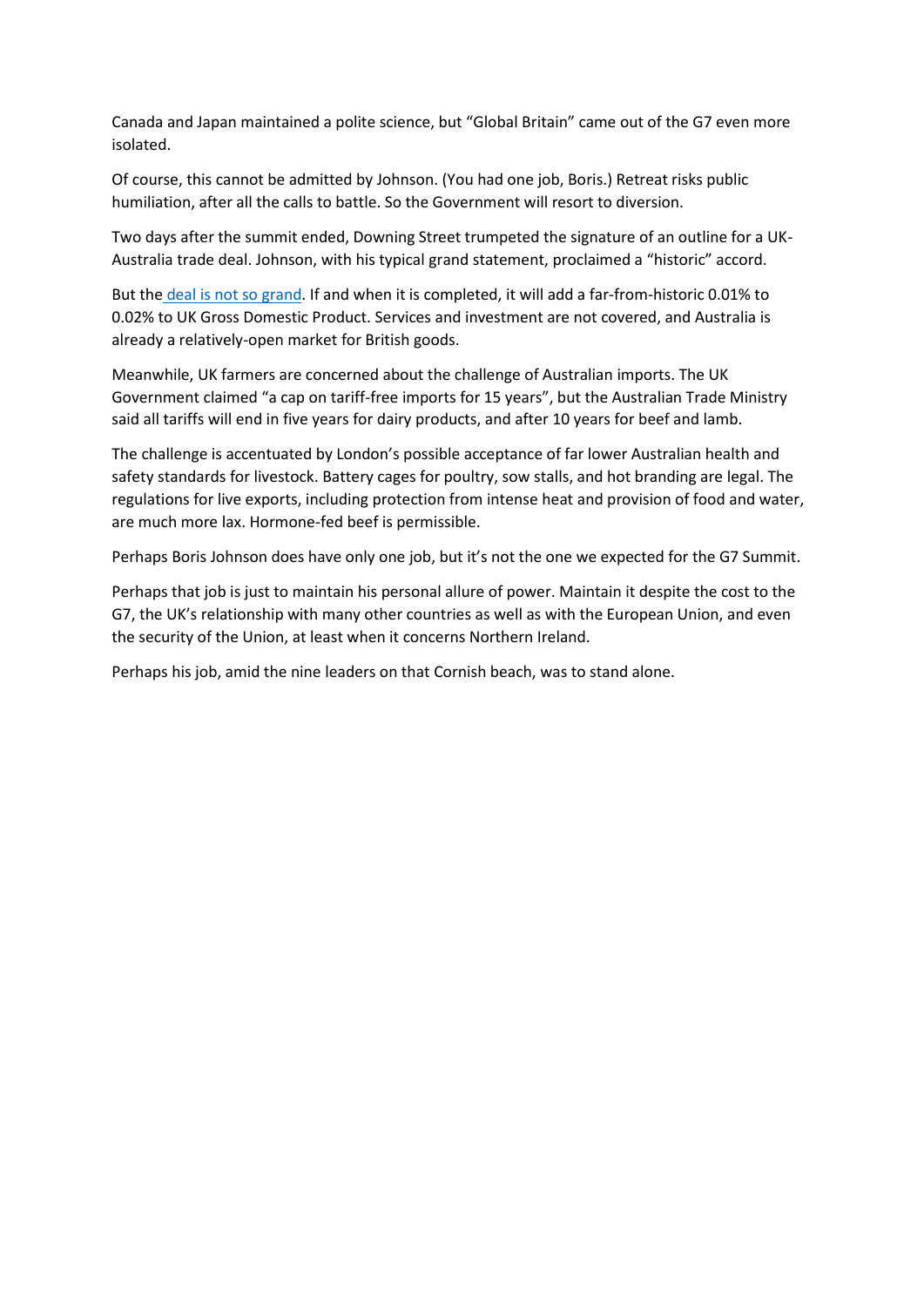Canada and Japan maintained a polite science, but "Global Britain" came out of the G7 even more isolated.

Of course, this cannot be admitted by Johnson. (You had one job, Boris.) Retreat risks public humiliation, after all the calls to battle. So the Government will resort to diversion.

Two days after the summit ended, Downing Street trumpeted the signature of an outline for a UK-Australia trade deal. Johnson, with his typical grand statement, proclaimed a "historic" accord.

But the deal is not so grand. If and when it is completed, it will add a far-from-historic 0.01% to 0.02% to UK Gross Domestic Product. Services and investment are not covered, and Australia is already a relatively-open market for British goods.

Meanwhile, UK farmers are concerned about the challenge of Australian imports. The UK Government claimed "a cap on tariff-free imports for 15 years", but the Australian Trade Ministry said all tariffs will end in five years for dairy products, and after 10 years for beef and lamb.

The challenge is accentuated by London's possible acceptance of far lower Australian health and safety standards for livestock. Battery cages for poultry, sow stalls, and hot branding are legal. The regulations for live exports, including protection from intense heat and provision of food and water, are much more lax. Hormone-fed beef is permissible.

Perhaps Boris Johnson does have only one job, but it's not the one we expected for the G7 Summit.

Perhaps that job is just to maintain his personal allure of power. Maintain it despite the cost to the G7, the UK's relationship with many other countries as well as with the European Union, and even the security of the Union, at least when it concerns Northern Ireland.

Perhaps his job, amid the nine leaders on that Cornish beach, was to stand alone.